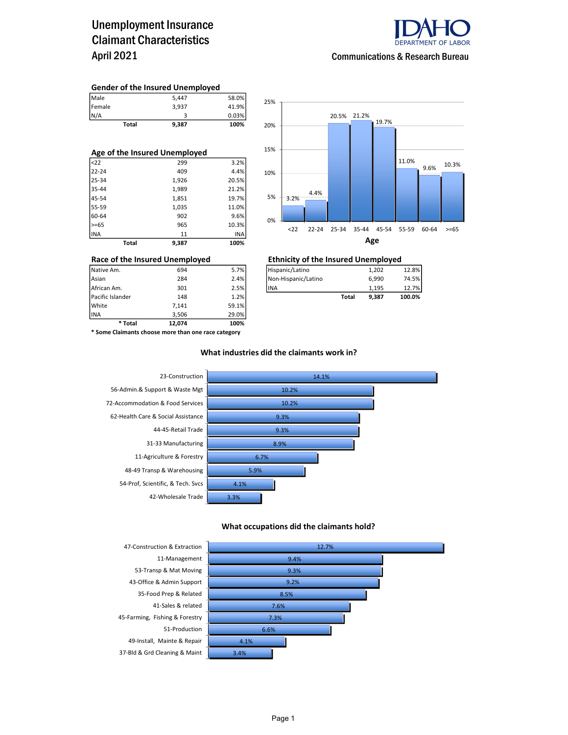# Unemployment Insurance Claimant Characteristics
## April 2021

IDAHO DEPARTMENT OF LABOR

Communications & Research Bureau

### Gender of the Insured Unemployed

| | | |
|---|---|---|
| Male | 5,447 | 58.0% |
| Female | 3,937 | 41.9% |
| N/A | 3 | 0.03% |
| **Total** | **9,387** | **100%** |

### Age of the Insured Unemployed

| | | |
|---|---|---|
| <22 | 299 | 3.2% |
| 22-24 | 409 | 4.4% |
| 25-34 | 1,926 | 20.5% |
| 35-44 | 1,989 | 21.2% |
| 45-54 | 1,851 | 19.7% |
| 55-59 | 1,035 | 11.0% |
| 60-64 | 902 | 9.6% |
| >=65 | 965 | 10.3% |
| INA | 11 | INA |
| **Total** | **9,387** | **100%** |

Age chart:

| Age | Percent |
|---|---|
| <22 | 3.2% |
| 22-24 | 4.4% |
| 25-34 | 20.5% |
| 35-44 | 21.2% |
| 45-54 | 19.7% |
| 55-59 | 11.0% |
| 60-64 | 9.6% |
| >=65 | 10.3% |

### Race of the Insured Unemployed

| | | |
|---|---|---|
| Native Am. | 694 | 5.7% |
| Asian | 284 | 2.4% |
| African Am. | 301 | 2.5% |
| Pacific Islander | 148 | 1.2% |
| White | 7,141 | 59.1% |
| INA | 3,506 | 29.0% |
| **\* Total** | **12,074** | **100%** |

**\* Some Claimants choose more than one race category**

### Ethnicity of the Insured Unemployed

| | | |
|---|---|---|
| Hispanic/Latino | 1,202 | 12.8% |
| Non-Hispanic/Latino | 6,990 | 74.5% |
| INA | 1,195 | 12.7% |
| **Total** | **9,387** | **100.0%** |

### What industries did the claimants work in?

| Industry | Percent |
|---|---|
| 23-Construction | 14.1% |
| 56-Admin.& Support & Waste Mgt | 10.2% |
| 72-Accommodation & Food Services | 10.2% |
| 62-Health Care & Social Assistance | 9.3% |
| 44-45-Retail Trade | 9.3% |
| 31-33 Manufacturing | 8.9% |
| 11-Agriculture & Forestry | 6.7% |
| 48-49 Transp & Warehousing | 5.9% |
| 54-Prof, Scientific, & Tech. Svcs | 4.1% |
| 42-Wholesale Trade | 3.3% |

### What occupations did the claimants hold?

| Occupation | Percent |
|---|---|
| 47-Construction & Extraction | 12.7% |
| 11-Management | 9.4% |
| 53-Transp & Mat Moving | 9.3% |
| 43-Office & Admin Support | 9.2% |
| 35-Food Prep & Related | 8.5% |
| 41-Sales & related | 7.6% |
| 45-Farming, Fishing & Forestry | 7.3% |
| 51-Production | 6.6% |
| 49-Install, Mainte & Repair | 4.1% |
| 37-Bld & Grd Cleaning & Maint | 3.4% |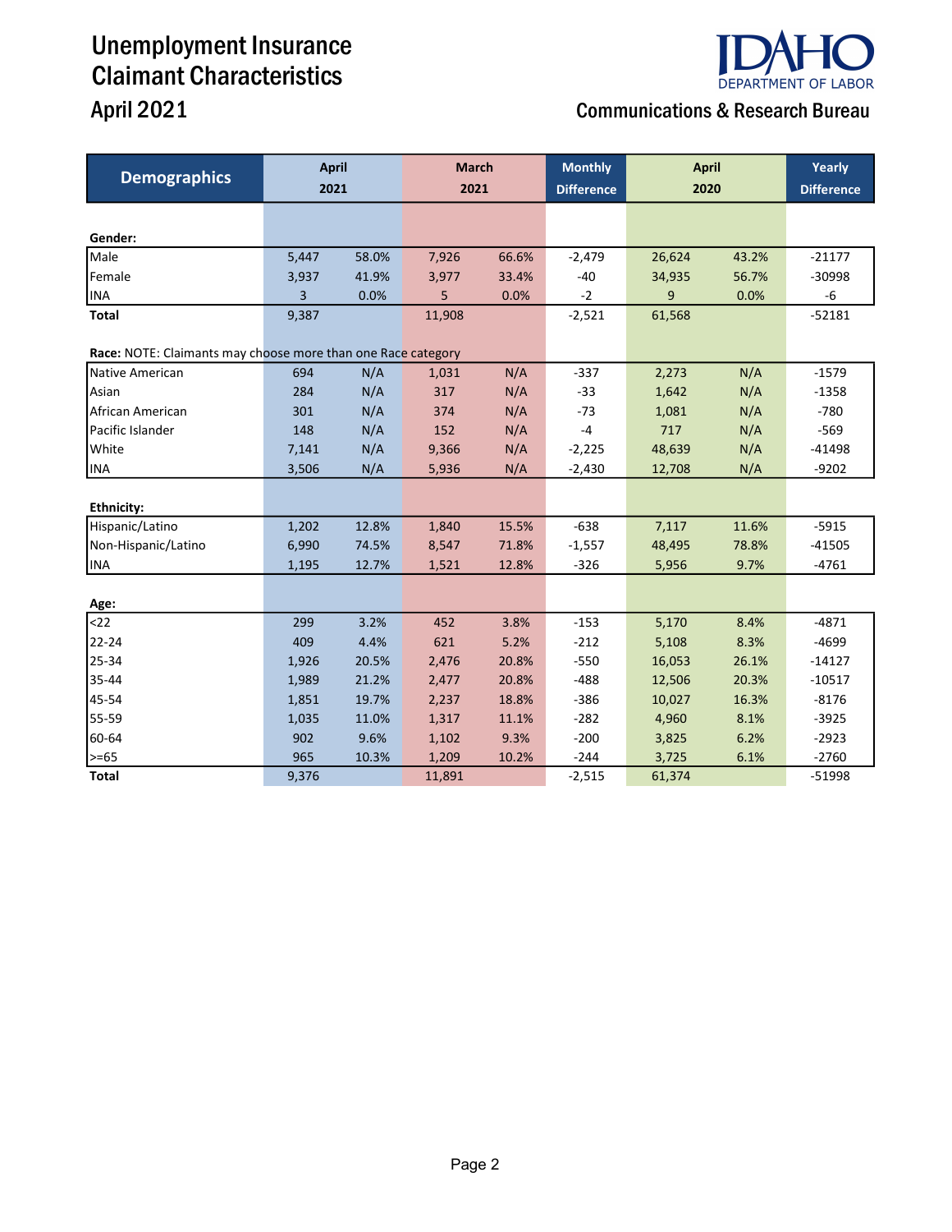# Unemployment Insurance Claimant Characteristics

## April 2021

**IDAHO DEPARTMENT OF LABOR**

**Communications & Research Bureau**

| Demographics | April 2021 | | March 2021 | | Monthly Difference | April 2020 | | Yearly Difference |
|---|---|---|---|---|---|---|---|---|
| **Gender:** | | | | | | | | |
| Male | 5,447 | 58.0% | 7,926 | 66.6% | -2,479 | 26,624 | 43.2% | -21177 |
| Female | 3,937 | 41.9% | 3,977 | 33.4% | -40 | 34,935 | 56.7% | -30998 |
| INA | 3 | 0.0% | 5 | 0.0% | -2 | 9 | 0.0% | -6 |
| **Total** | 9,387 | | 11,908 | | -2,521 | 61,568 | | -52181 |
| **Race:** NOTE: Claimants may choose more than one Race category | | | | | | | | |
| Native American | 694 | N/A | 1,031 | N/A | -337 | 2,273 | N/A | -1579 |
| Asian | 284 | N/A | 317 | N/A | -33 | 1,642 | N/A | -1358 |
| African American | 301 | N/A | 374 | N/A | -73 | 1,081 | N/A | -780 |
| Pacific Islander | 148 | N/A | 152 | N/A | -4 | 717 | N/A | -569 |
| White | 7,141 | N/A | 9,366 | N/A | -2,225 | 48,639 | N/A | -41498 |
| INA | 3,506 | N/A | 5,936 | N/A | -2,430 | 12,708 | N/A | -9202 |
| **Ethnicity:** | | | | | | | | |
| Hispanic/Latino | 1,202 | 12.8% | 1,840 | 15.5% | -638 | 7,117 | 11.6% | -5915 |
| Non-Hispanic/Latino | 6,990 | 74.5% | 8,547 | 71.8% | -1,557 | 48,495 | 78.8% | -41505 |
| INA | 1,195 | 12.7% | 1,521 | 12.8% | -326 | 5,956 | 9.7% | -4761 |
| **Age:** | | | | | | | | |
| <22 | 299 | 3.2% | 452 | 3.8% | -153 | 5,170 | 8.4% | -4871 |
| 22-24 | 409 | 4.4% | 621 | 5.2% | -212 | 5,108 | 8.3% | -4699 |
| 25-34 | 1,926 | 20.5% | 2,476 | 20.8% | -550 | 16,053 | 26.1% | -14127 |
| 35-44 | 1,989 | 21.2% | 2,477 | 20.8% | -488 | 12,506 | 20.3% | -10517 |
| 45-54 | 1,851 | 19.7% | 2,237 | 18.8% | -386 | 10,027 | 16.3% | -8176 |
| 55-59 | 1,035 | 11.0% | 1,317 | 11.1% | -282 | 4,960 | 8.1% | -3925 |
| 60-64 | 902 | 9.6% | 1,102 | 9.3% | -200 | 3,825 | 6.2% | -2923 |
| >=65 | 965 | 10.3% | 1,209 | 10.2% | -244 | 3,725 | 6.1% | -2760 |
| **Total** | 9,376 | | 11,891 | | -2,515 | 61,374 | | -51998 |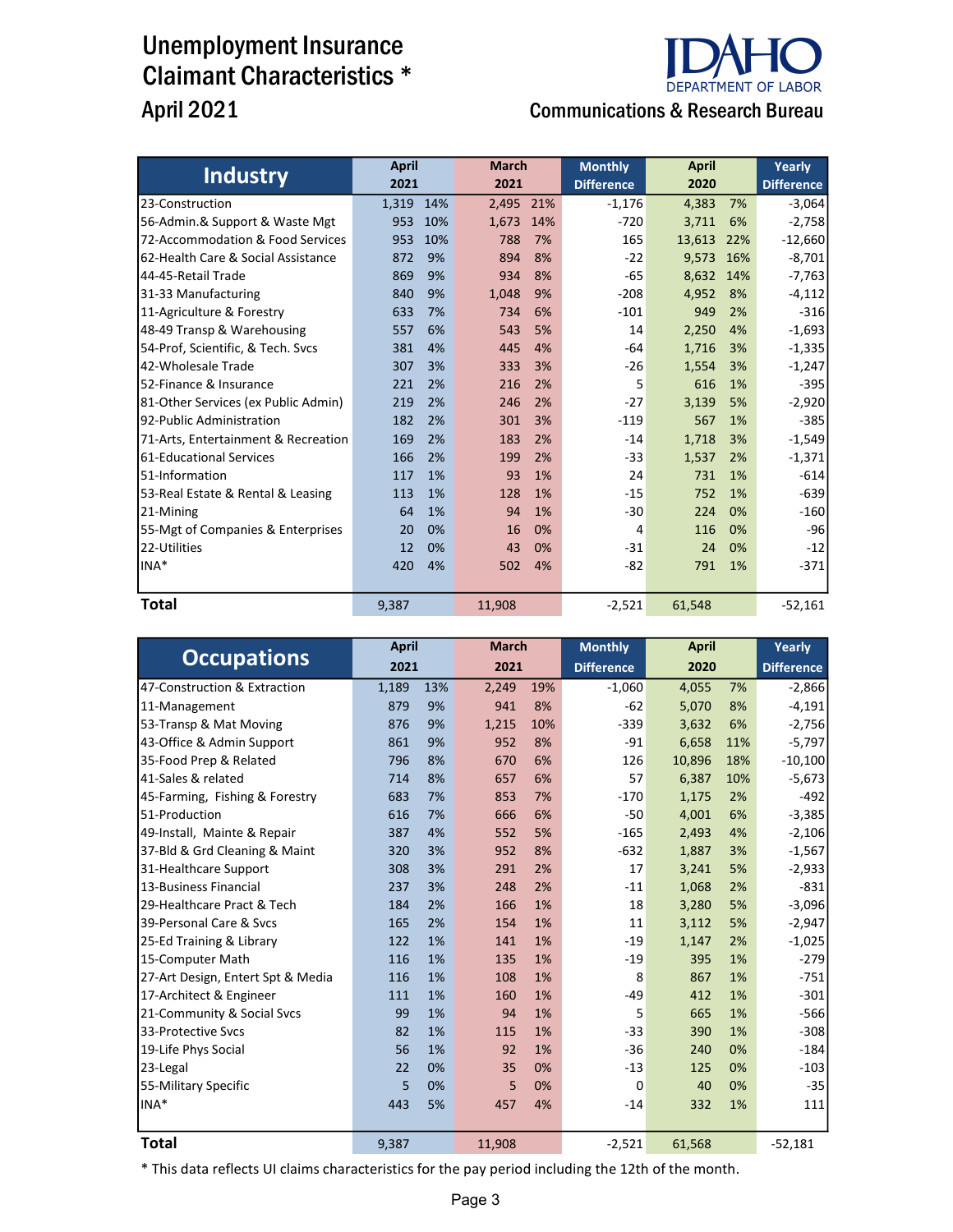# Unemployment Insurance Claimant Characteristics *

## April 2021

IDAHO DEPARTMENT OF LABOR

Communications & Research Bureau

| Industry | April 2021 | | March 2021 | | Monthly Difference | April 2020 | | Yearly Difference |
|---|---|---|---|---|---|---|---|---|
| 23-Construction | 1,319 | 14% | 2,495 | 21% | -1,176 | 4,383 | 7% | -3,064 |
| 56-Admin.& Support & Waste Mgt | 953 | 10% | 1,673 | 14% | -720 | 3,711 | 6% | -2,758 |
| 72-Accommodation & Food Services | 953 | 10% | 788 | 7% | 165 | 13,613 | 22% | -12,660 |
| 62-Health Care & Social Assistance | 872 | 9% | 894 | 8% | -22 | 9,573 | 16% | -8,701 |
| 44-45-Retail Trade | 869 | 9% | 934 | 8% | -65 | 8,632 | 14% | -7,763 |
| 31-33 Manufacturing | 840 | 9% | 1,048 | 9% | -208 | 4,952 | 8% | -4,112 |
| 11-Agriculture & Forestry | 633 | 7% | 734 | 6% | -101 | 949 | 2% | -316 |
| 48-49 Transp & Warehousing | 557 | 6% | 543 | 5% | 14 | 2,250 | 4% | -1,693 |
| 54-Prof, Scientific, & Tech. Svcs | 381 | 4% | 445 | 4% | -64 | 1,716 | 3% | -1,335 |
| 42-Wholesale Trade | 307 | 3% | 333 | 3% | -26 | 1,554 | 3% | -1,247 |
| 52-Finance & Insurance | 221 | 2% | 216 | 2% | 5 | 616 | 1% | -395 |
| 81-Other Services (ex Public Admin) | 219 | 2% | 246 | 2% | -27 | 3,139 | 5% | -2,920 |
| 92-Public Administration | 182 | 2% | 301 | 3% | -119 | 567 | 1% | -385 |
| 71-Arts, Entertainment & Recreation | 169 | 2% | 183 | 2% | -14 | 1,718 | 3% | -1,549 |
| 61-Educational Services | 166 | 2% | 199 | 2% | -33 | 1,537 | 2% | -1,371 |
| 51-Information | 117 | 1% | 93 | 1% | 24 | 731 | 1% | -614 |
| 53-Real Estate & Rental & Leasing | 113 | 1% | 128 | 1% | -15 | 752 | 1% | -639 |
| 21-Mining | 64 | 1% | 94 | 1% | -30 | 224 | 0% | -160 |
| 55-Mgt of Companies & Enterprises | 20 | 0% | 16 | 0% | 4 | 116 | 0% | -96 |
| 22-Utilities | 12 | 0% | 43 | 0% | -31 | 24 | 0% | -12 |
| INA* | 420 | 4% | 502 | 4% | -82 | 791 | 1% | -371 |
| **Total** | 9,387 | | 11,908 | | -2,521 | 61,548 | | -52,161 |

| Occupations | April 2021 | | March 2021 | | Monthly Difference | April 2020 | | Yearly Difference |
|---|---|---|---|---|---|---|---|---|
| 47-Construction & Extraction | 1,189 | 13% | 2,249 | 19% | -1,060 | 4,055 | 7% | -2,866 |
| 11-Management | 879 | 9% | 941 | 8% | -62 | 5,070 | 8% | -4,191 |
| 53-Transp & Mat Moving | 876 | 9% | 1,215 | 10% | -339 | 3,632 | 6% | -2,756 |
| 43-Office & Admin Support | 861 | 9% | 952 | 8% | -91 | 6,658 | 11% | -5,797 |
| 35-Food Prep & Related | 796 | 8% | 670 | 6% | 126 | 10,896 | 18% | -10,100 |
| 41-Sales & related | 714 | 8% | 657 | 6% | 57 | 6,387 | 10% | -5,673 |
| 45-Farming, Fishing & Forestry | 683 | 7% | 853 | 7% | -170 | 1,175 | 2% | -492 |
| 51-Production | 616 | 7% | 666 | 6% | -50 | 4,001 | 6% | -3,385 |
| 49-Install, Mainte & Repair | 387 | 4% | 552 | 5% | -165 | 2,493 | 4% | -2,106 |
| 37-Bld & Grd Cleaning & Maint | 320 | 3% | 952 | 8% | -632 | 1,887 | 3% | -1,567 |
| 31-Healthcare Support | 308 | 3% | 291 | 2% | 17 | 3,241 | 5% | -2,933 |
| 13-Business Financial | 237 | 3% | 248 | 2% | -11 | 1,068 | 2% | -831 |
| 29-Healthcare Pract & Tech | 184 | 2% | 166 | 1% | 18 | 3,280 | 5% | -3,096 |
| 39-Personal Care & Svcs | 165 | 2% | 154 | 1% | 11 | 3,112 | 5% | -2,947 |
| 25-Ed Training & Library | 122 | 1% | 141 | 1% | -19 | 1,147 | 2% | -1,025 |
| 15-Computer Math | 116 | 1% | 135 | 1% | -19 | 395 | 1% | -279 |
| 27-Art Design, Entert Spt & Media | 116 | 1% | 108 | 1% | 8 | 867 | 1% | -751 |
| 17-Architect & Engineer | 111 | 1% | 160 | 1% | -49 | 412 | 1% | -301 |
| 21-Community & Social Svcs | 99 | 1% | 94 | 1% | 5 | 665 | 1% | -566 |
| 33-Protective Svcs | 82 | 1% | 115 | 1% | -33 | 390 | 1% | -308 |
| 19-Life Phys Social | 56 | 1% | 92 | 1% | -36 | 240 | 0% | -184 |
| 23-Legal | 22 | 0% | 35 | 0% | -13 | 125 | 0% | -103 |
| 55-Military Specific | 5 | 0% | 5 | 0% | 0 | 40 | 0% | -35 |
| INA* | 443 | 5% | 457 | 4% | -14 | 332 | 1% | 111 |
| **Total** | 9,387 | | 11,908 | | -2,521 | 61,568 | | -52,181 |

* This data reflects UI claims characteristics for the pay period including the 12th of the month.